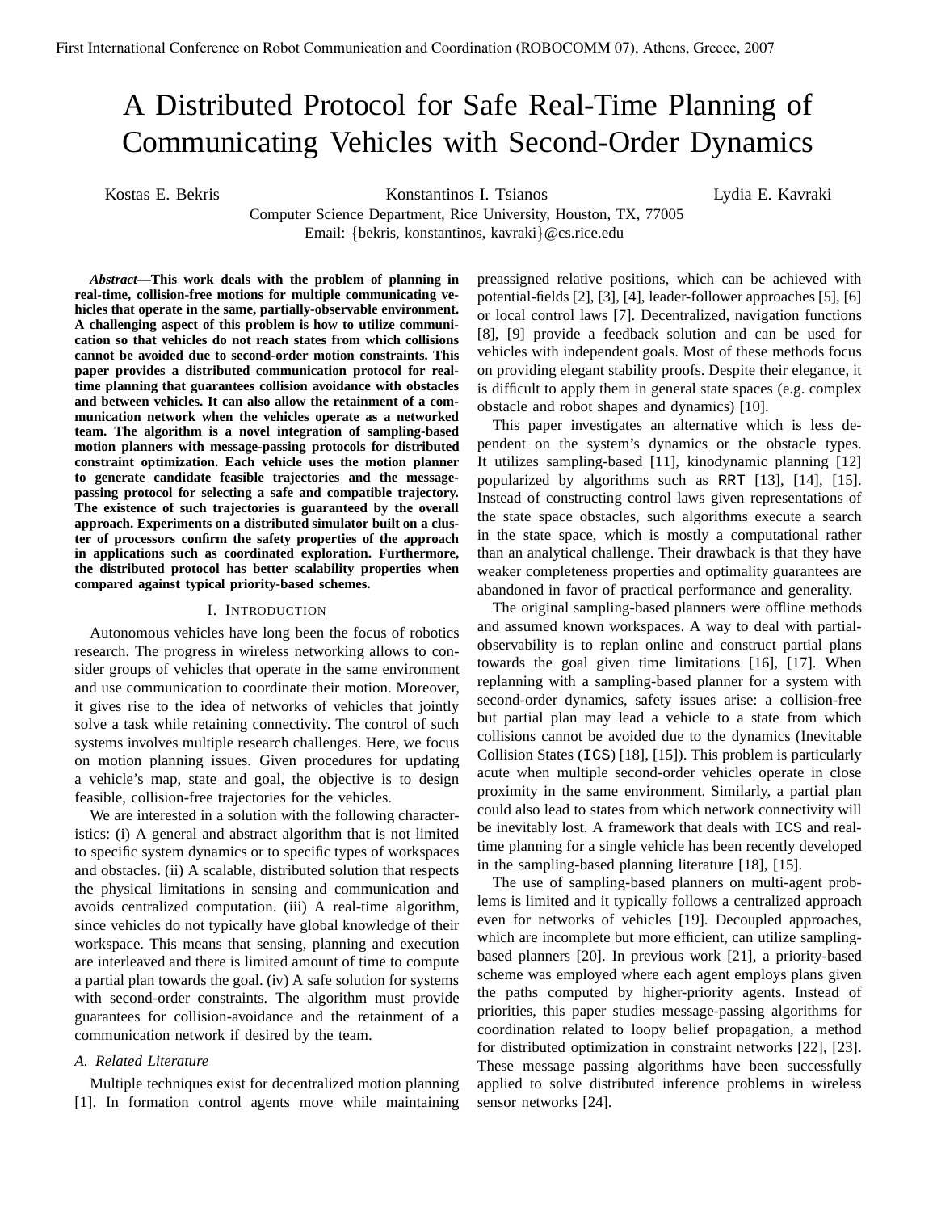First International Conference on Robot Communication and Coordination (ROBOCOMM 07), Athens, Greece, 2007

# A Distributed Protocol for Safe Real-Time Planning of Communicating Vehicles with Second-Order Dynamics

Kostas E. Bekris, Konstantinos I. Tsianos, Lydia E. Kavraki

Computer Science Department, Rice University, Houston, TX, 77005
Email: {bekris, konstantinos, kavraki}@cs.rice.edu

***Abstract*—This work deals with the problem of planning in real-time, collision-free motions for multiple communicating vehicles that operate in the same, partially-observable environment. A challenging aspect of this problem is how to utilize communication so that vehicles do not reach states from which collisions cannot be avoided due to second-order motion constraints. This paper provides a distributed communication protocol for real-time planning that guarantees collision avoidance with obstacles and between vehicles. It can also allow the retainment of a communication network when the vehicles operate as a networked team. The algorithm is a novel integration of sampling-based motion planners with message-passing protocols for distributed constraint optimization. Each vehicle uses the motion planner to generate candidate feasible trajectories and the message-passing protocol for selecting a safe and compatible trajectory. The existence of such trajectories is guaranteed by the overall approach. Experiments on a distributed simulator built on a cluster of processors confirm the safety properties of the approach in applications such as coordinated exploration. Furthermore, the distributed protocol has better scalability properties when compared against typical priority-based schemes.**

## I. Introduction

Autonomous vehicles have long been the focus of robotics research. The progress in wireless networking allows to consider groups of vehicles that operate in the same environment and use communication to coordinate their motion. Moreover, it gives rise to the idea of networks of vehicles that jointly solve a task while retaining connectivity. The control of such systems involves multiple research challenges. Here, we focus on motion planning issues. Given procedures for updating a vehicle's map, state and goal, the objective is to design feasible, collision-free trajectories for the vehicles.

We are interested in a solution with the following characteristics: (i) A general and abstract algorithm that is not limited to specific system dynamics or to specific types of workspaces and obstacles. (ii) A scalable, distributed solution that respects the physical limitations in sensing and communication and avoids centralized computation. (iii) A real-time algorithm, since vehicles do not typically have global knowledge of their workspace. This means that sensing, planning and execution are interleaved and there is limited amount of time to compute a partial plan towards the goal. (iv) A safe solution for systems with second-order constraints. The algorithm must provide guarantees for collision-avoidance and the retainment of a communication network if desired by the team.

### A. Related Literature

Multiple techniques exist for decentralized motion planning [1]. In formation control agents move while maintaining preassigned relative positions, which can be achieved with potential-fields [2], [3], [4], leader-follower approaches [5], [6] or local control laws [7]. Decentralized, navigation functions [8], [9] provide a feedback solution and can be used for vehicles with independent goals. Most of these methods focus on providing elegant stability proofs. Despite their elegance, it is difficult to apply them in general state spaces (e.g. complex obstacle and robot shapes and dynamics) [10].

This paper investigates an alternative which is less dependent on the system's dynamics or the obstacle types. It utilizes sampling-based [11], kinodynamic planning [12] popularized by algorithms such as RRT [13], [14], [15]. Instead of constructing control laws given representations of the state space obstacles, such algorithms execute a search in the state space, which is mostly a computational rather than an analytical challenge. Their drawback is that they have weaker completeness properties and optimality guarantees are abandoned in favor of practical performance and generality.

The original sampling-based planners were offline methods and assumed known workspaces. A way to deal with partial-observability is to replan online and construct partial plans towards the goal given time limitations [16], [17]. When replanning with a sampling-based planner for a system with second-order dynamics, safety issues arise: a collision-free but partial plan may lead a vehicle to a state from which collisions cannot be avoided due to the dynamics (Inevitable Collision States (ICS) [18], [15]). This problem is particularly acute when multiple second-order vehicles operate in close proximity in the same environment. Similarly, a partial plan could also lead to states from which network connectivity will be inevitably lost. A framework that deals with ICS and real-time planning for a single vehicle has been recently developed in the sampling-based planning literature [18], [15].

The use of sampling-based planners on multi-agent problems is limited and it typically follows a centralized approach even for networks of vehicles [19]. Decoupled approaches, which are incomplete but more efficient, can utilize sampling-based planners [20]. In previous work [21], a priority-based scheme was employed where each agent employs plans given the paths computed by higher-priority agents. Instead of priorities, this paper studies message-passing algorithms for coordination related to loopy belief propagation, a method for distributed optimization in constraint networks [22], [23]. These message passing algorithms have been successfully applied to solve distributed inference problems in wireless sensor networks [24].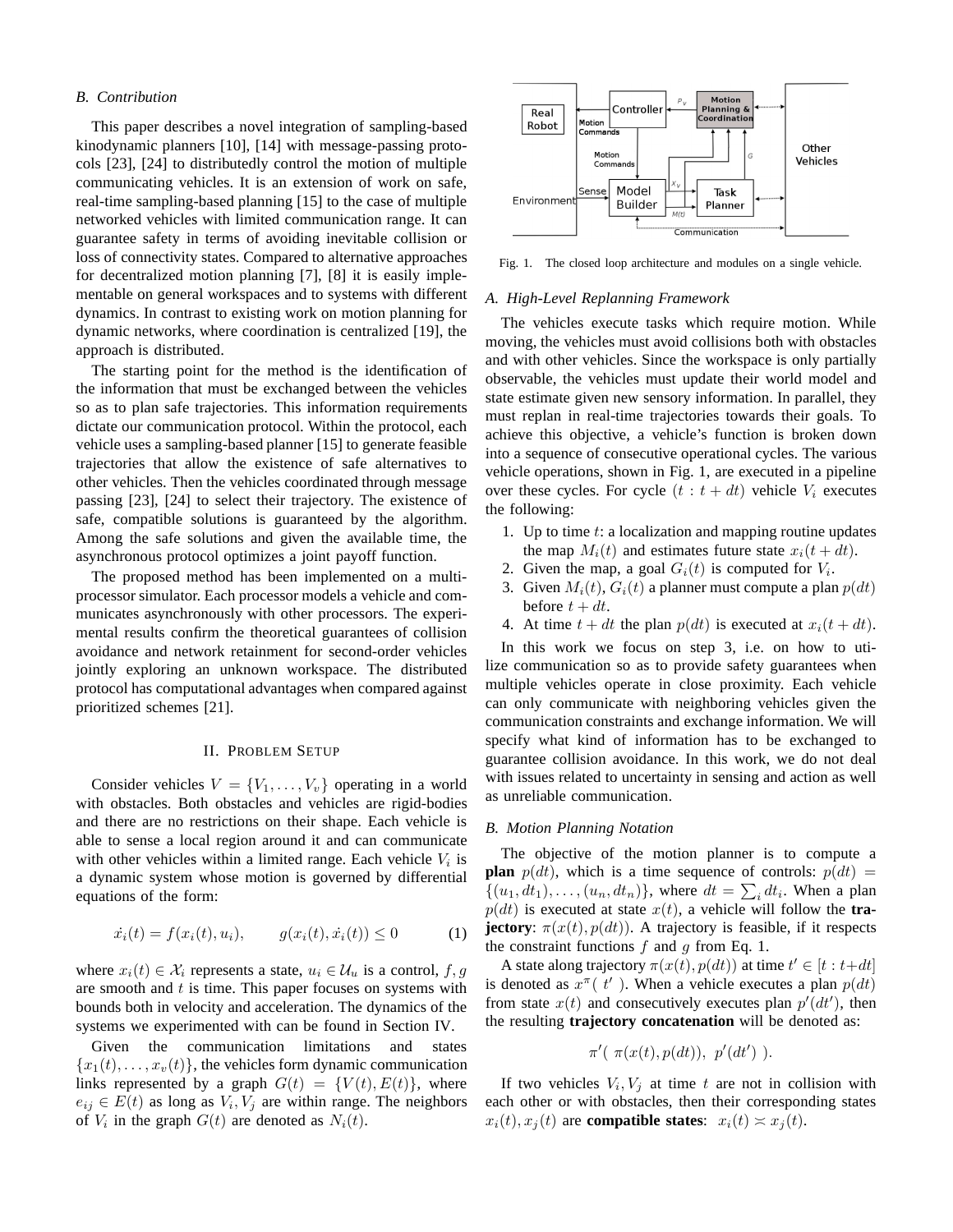### B. Contribution

This paper describes a novel integration of sampling-based kinodynamic planners [10], [14] with message-passing protocols [23], [24] to distributedly control the motion of multiple communicating vehicles. It is an extension of work on safe, real-time sampling-based planning [15] to the case of multiple networked vehicles with limited communication range. It can guarantee safety in terms of avoiding inevitable collision or loss of connectivity states. Compared to alternative approaches for decentralized motion planning [7], [8] it is easily implementable on general workspaces and to systems with different dynamics. In contrast to existing work on motion planning for dynamic networks, where coordination is centralized [19], the approach is distributed.

The starting point for the method is the identification of the information that must be exchanged between the vehicles so as to plan safe trajectories. This information requirements dictate our communication protocol. Within the protocol, each vehicle uses a sampling-based planner [15] to generate feasible trajectories that allow the existence of safe alternatives to other vehicles. Then the vehicles coordinated through message passing [23], [24] to select their trajectory. The existence of safe, compatible solutions is guaranteed by the algorithm. Among the safe solutions and given the available time, the asynchronous protocol optimizes a joint payoff function.

The proposed method has been implemented on a multi-processor simulator. Each processor models a vehicle and communicates asynchronously with other processors. The experimental results confirm the theoretical guarantees of collision avoidance and network retainment for second-order vehicles jointly exploring an unknown workspace. The distributed protocol has computational advantages when compared against prioritized schemes [21].

## II. Problem Setup

Consider vehicles $V = \{V_1, \ldots, V_v\}$ operating in a world with obstacles. Both obstacles and vehicles are rigid-bodies and there are no restrictions on their shape. Each vehicle is able to sense a local region around it and can communicate with other vehicles within a limited range. Each vehicle $V_i$ is a dynamic system whose motion is governed by differential equations of the form:

$$\dot{x}_i(t) = f(x_i(t), u_i), \qquad g(x_i(t), \dot{x}_i(t)) \leq 0 \tag{1}$$

where $x_i(t) \in \mathcal{X}_i$ represents a state, $u_i \in \mathcal{U}_u$ is a control, $f, g$ are smooth and $t$ is time. This paper focuses on systems with bounds both in velocity and acceleration. The dynamics of the systems we experimented with can be found in Section IV.

Given the communication limitations and states $\{x_1(t), \ldots, x_v(t)\}$, the vehicles form dynamic communication links represented by a graph $G(t) = \{V(t), E(t)\}$, where $e_{ij} \in E(t)$ as long as $V_i, V_j$ are within range. The neighbors of $V_i$ in the graph $G(t)$ are denoted as $N_i(t)$.

Fig. 1. The closed loop architecture and modules on a single vehicle.

### A. High-Level Replanning Framework

The vehicles execute tasks which require motion. While moving, the vehicles must avoid collisions both with obstacles and with other vehicles. Since the workspace is only partially observable, the vehicles must update their world model and state estimate given new sensory information. In parallel, they must replan in real-time trajectories towards their goals. To achieve this objective, a vehicle's function is broken down into a sequence of consecutive operational cycles. The various vehicle operations, shown in Fig. 1, are executed in a pipeline over these cycles. For cycle $(t : t + dt)$ vehicle $V_i$ executes the following:

1. Up to time $t$: a localization and mapping routine updates the map $M_i(t)$ and estimates future state $x_i(t + dt)$.
2. Given the map, a goal $G_i(t)$ is computed for $V_i$.
3. Given $M_i(t)$, $G_i(t)$ a planner must compute a plan $p(dt)$ before $t + dt$.
4. At time $t + dt$ the plan $p(dt)$ is executed at $x_i(t + dt)$.

In this work we focus on step 3, i.e. on how to utilize communication so as to provide safety guarantees when multiple vehicles operate in close proximity. Each vehicle can only communicate with neighboring vehicles given the communication constraints and exchange information. We will specify what kind of information has to be exchanged to guarantee collision avoidance. In this work, we do not deal with issues related to uncertainty in sensing and action as well as unreliable communication.

### B. Motion Planning Notation

The objective of the motion planner is to compute a **plan** $p(dt)$, which is a time sequence of controls: $p(dt) = \{(u_1, dt_1), \ldots, (u_n, dt_n)\}$, where $dt = \sum_i dt_i$. When a plan $p(dt)$ is executed at state $x(t)$, a vehicle will follow the **trajectory**: $\pi(x(t), p(dt))$. A trajectory is feasible, if it respects the constraint functions $f$ and $g$ from Eq. 1.

A state along trajectory $\pi(x(t), p(dt))$ at time $t' \in [t : t{+}dt]$ is denoted as $x^{\pi}(\ t'\ )$. When a vehicle executes a plan $p(dt)$ from state $x(t)$ and consecutively executes plan $p'(dt')$, then the resulting **trajectory concatenation** will be denoted as:

$$\pi'(\ \pi(x(t), p(dt)),\ p'(dt')\ ).$$

If two vehicles $V_i, V_j$ at time $t$ are not in collision with each other or with obstacles, then their corresponding states $x_i(t), x_j(t)$ are **compatible states**: $x_i(t) \asymp x_j(t)$.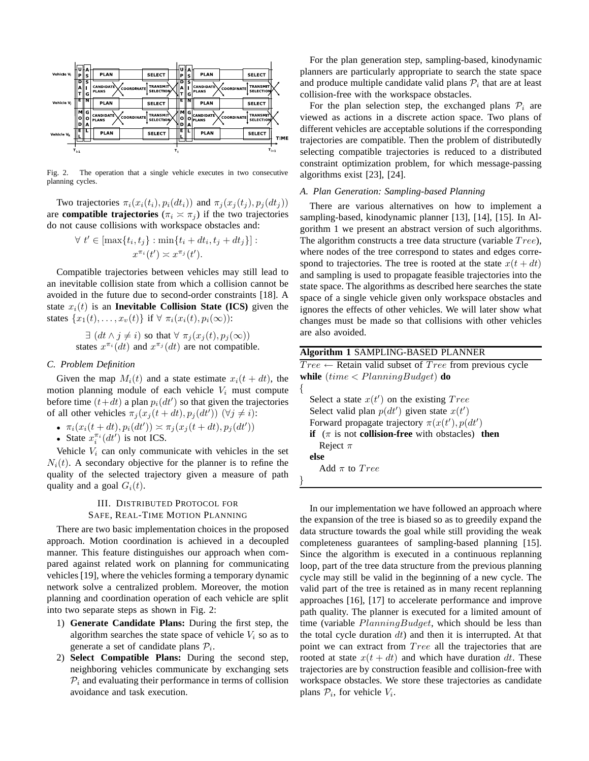Fig. 2. The operation that a single vehicle executes in two consecutive planning cycles.

Two trajectories $\pi_i(x_i(t_i), p_i(dt_i))$ and $\pi_j(x_j(t_j), p_j(dt_j))$ are **compatible trajectories** ($\pi_i \asymp \pi_j$) if the two trajectories do not cause collisions with workspace obstacles and:

$$\forall\ t' \in [\max\{t_i, t_j\} : \min\{t_i + dt_i, t_j + dt_j\}] : \\ x^{\pi_i}(t') \asymp x^{\pi_j}(t').$$

Compatible trajectories between vehicles may still lead to an inevitable collision state from which a collision cannot be avoided in the future due to second-order constraints [18]. A state $x_i(t)$ is an **Inevitable Collision State (ICS)** given the states $\{x_1(t), \ldots, x_v(t)\}$ if $\forall\ \pi_i(x_i(t), p_i(\infty))$:

$$\exists\ (dt \wedge j \neq i) \text{ so that } \forall\ \pi_j(x_j(t), p_j(\infty)) \\ \text{states } x^{\pi_i}(dt) \text{ and } x^{\pi_j}(dt) \text{ are not compatible.}$$

### C. Problem Definition

Given the map $M_i(t)$ and a state estimate $x_i(t + dt)$, the motion planning module of each vehicle $V_i$ must compute before time $(t+dt)$ a plan $p_i(dt')$ so that given the trajectories of all other vehicles $\pi_j(x_j(t + dt), p_j(dt'))$ $(\forall j \neq i)$:

- $\pi_i(x_i(t + dt), p_i(dt')) \asymp \pi_j(x_j(t + dt), p_j(dt'))$
- State $x_i^{\pi_i}(dt')$ is not ICS.

Vehicle $V_i$ can only communicate with vehicles in the set $N_i(t)$. A secondary objective for the planner is to refine the quality of the selected trajectory given a measure of path quality and a goal $G_i(t)$.

## III. Distributed Protocol for Safe, Real-Time Motion Planning

There are two basic implementation choices in the proposed approach. Motion coordination is achieved in a decoupled manner. This feature distinguishes our approach when compared against related work on planning for communicating vehicles [19], where the vehicles forming a temporary dynamic network solve a centralized problem. Moreover, the motion planning and coordination operation of each vehicle are split into two separate steps as shown in Fig. 2:

1) **Generate Candidate Plans:** During the first step, the algorithm searches the state space of vehicle $V_i$ so as to generate a set of candidate plans $\mathcal{P}_i$.
2) **Select Compatible Plans:** During the second step, neighboring vehicles communicate by exchanging sets $\mathcal{P}_i$ and evaluating their performance in terms of collision avoidance and task execution.

For the plan generation step, sampling-based, kinodynamic planners are particularly appropriate to search the state space and produce multiple candidate valid plans $\mathcal{P}_i$ that are at least collision-free with the workspace obstacles.

For the plan selection step, the exchanged plans $\mathcal{P}_i$ are viewed as actions in a discrete action space. Two plans of different vehicles are acceptable solutions if the corresponding trajectories are compatible. Then the problem of distributedly selecting compatible trajectories is reduced to a distributed constraint optimization problem, for which message-passing algorithms exist [23], [24].

### A. Plan Generation: Sampling-based Planning

There are various alternatives on how to implement a sampling-based, kinodynamic planner [13], [14], [15]. In Algorithm 1 we present an abstract version of such algorithms. The algorithm constructs a tree data structure (variable $Tree$), where nodes of the tree correspond to states and edges correspond to trajectories. The tree is rooted at the state $x(t + dt)$ and sampling is used to propagate feasible trajectories into the state space. The algorithms as described here searches the state space of a single vehicle given only workspace obstacles and ignores the effects of other vehicles. We will later show what changes must be made so that collisions with other vehicles are also avoided.

**Algorithm 1** SAMPLING-BASED PLANNER

```
Tree ← Retain valid subset of Tree from previous cycle
while (time < PlanningBudget) do
{
   Select a state x(t') on the existing Tree
   Select valid plan p(dt') given state x(t')
   Forward propagate trajectory π(x(t'), p(dt'))
   if (π is not collision-free with obstacles) then
      Reject π
   else
      Add π to Tree
}
```

In our implementation we have followed an approach where the expansion of the tree is biased so as to greedily expand the data structure towards the goal while still providing the weak completeness guarantees of sampling-based planning [15]. Since the algorithm is executed in a continuous replanning loop, part of the tree data structure from the previous planning cycle may still be valid in the beginning of a new cycle. The valid part of the tree is retained as in many recent replanning approaches [16], [17] to accelerate performance and improve path quality. The planner is executed for a limited amount of time (variable $PlanningBudget$, which should be less than the total cycle duration $dt$) and then it is interrupted. At that point we can extract from $Tree$ all the trajectories that are rooted at state $x(t + dt)$ and which have duration $dt$. These trajectories are by construction feasible and collision-free with workspace obstacles. We store these trajectories as candidate plans $\mathcal{P}_i$, for vehicle $V_i$.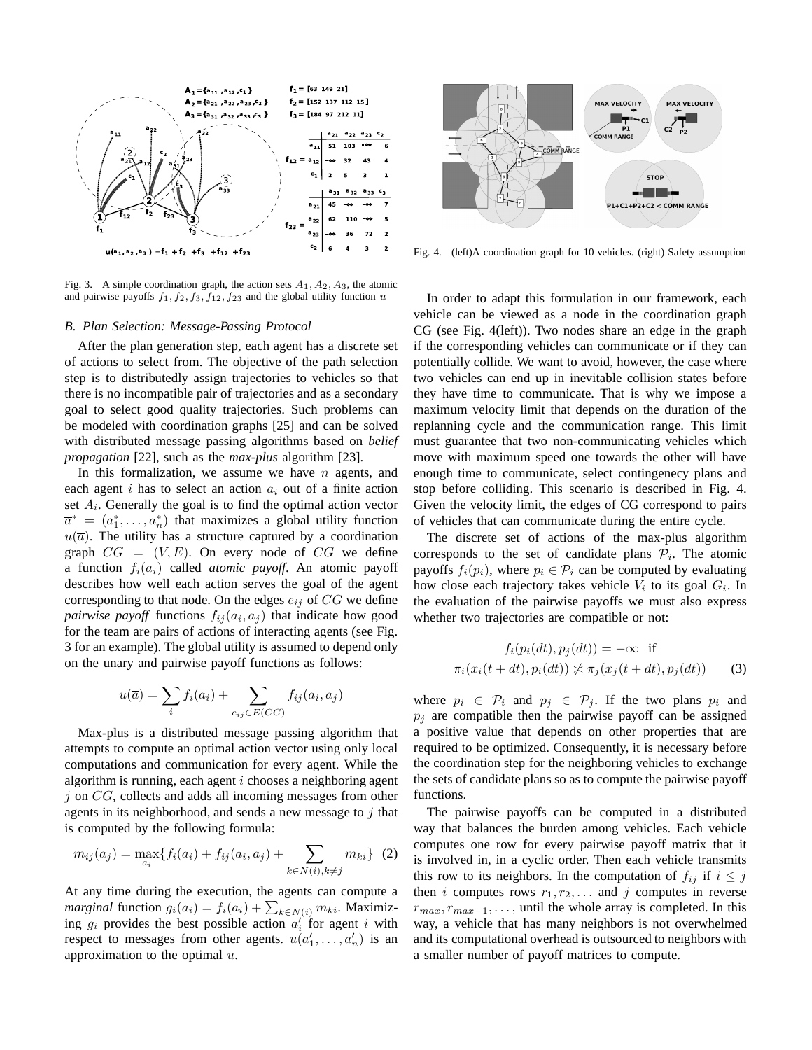Fig. 3. A simple coordination graph, the action sets $A_1, A_2, A_3$, the atomic and pairwise payoffs $f_1, f_2, f_3, f_{12}, f_{23}$ and the global utility function $u$

Fig. 4. (left)A coordination graph for 10 vehicles. (right) Safety assumption

### B. Plan Selection: Message-Passing Protocol

After the plan generation step, each agent has a discrete set of actions to select from. The objective of the path selection step is to distributedly assign trajectories to vehicles so that there is no incompatible pair of trajectories and as a secondary goal to select good quality trajectories. Such problems can be modeled with coordination graphs [25] and can be solved with distributed message passing algorithms based on *belief propagation* [22], such as the *max-plus* algorithm [23].

In this formalization, we assume we have $n$ agents, and each agent $i$ has to select an action $a_i$ out of a finite action set $A_i$. Generally the goal is to find the optimal action vector $\overline{a}^* = (a_1^*, \dots, a_n^*)$ that maximizes a global utility function $u(\overline{a})$. The utility has a structure captured by a coordination graph $CG = (V, E)$. On every node of $CG$ we define a function $f_i(a_i)$ called *atomic payoff*. An atomic payoff describes how well each action serves the goal of the agent corresponding to that node. On the edges $e_{ij}$ of $CG$ we define *pairwise payoff* functions $f_{ij}(a_i, a_j)$ that indicate how good for the team are pairs of actions of interacting agents (see Fig. 3 for an example). The global utility is assumed to depend only on the unary and pairwise payoff functions as follows:

$$u(\overline{a}) = \sum_i f_i(a_i) + \sum_{e_{ij} \in E(CG)} f_{ij}(a_i, a_j)$$

Max-plus is a distributed message passing algorithm that attempts to compute an optimal action vector using only local computations and communication for every agent. While the algorithm is running, each agent $i$ chooses a neighboring agent $j$ on $CG$, collects and adds all incoming messages from other agents in its neighborhood, and sends a new message to $j$ that is computed by the following formula:

$$m_{ij}(a_j) = \max_{a_i}\{f_i(a_i) + f_{ij}(a_i, a_j) + \sum_{k \in N(i), k \neq j} m_{ki}\} \quad (2)$$

At any time during the execution, the agents can compute a *marginal* function $g_i(a_i) = f_i(a_i) + \sum_{k \in N(i)} m_{ki}$. Maximizing $g_i$ provides the best possible action $a_i'$ for agent $i$ with respect to messages from other agents. $u(a_1', \dots, a_n')$ is an approximation to the optimal $u$.

In order to adapt this formulation in our framework, each vehicle can be viewed as a node in the coordination graph CG (see Fig. 4(left)). Two nodes share an edge in the graph if the corresponding vehicles can communicate or if they can potentially collide. We want to avoid, however, the case where two vehicles can end up in inevitable collision states before they have time to communicate. That is why we impose a maximum velocity limit that depends on the duration of the replanning cycle and the communication range. This limit must guarantee that two non-communicating vehicles which move with maximum speed one towards the other will have enough time to communicate, select contingenecy plans and stop before colliding. This scenario is described in Fig. 4. Given the velocity limit, the edges of CG correspond to pairs of vehicles that can communicate during the entire cycle.

The discrete set of actions of the max-plus algorithm corresponds to the set of candidate plans $\mathcal{P}_i$. The atomic payoffs $f_i(p_i)$, where $p_i \in \mathcal{P}_i$ can be computed by evaluating how close each trajectory takes vehicle $V_i$ to its goal $G_i$. In the evaluation of the pairwise payoffs we must also express whether two trajectories are compatible or not:

$$f_i(p_i(dt), p_j(dt)) = -\infty \ \text{ if}$$
$$\pi_i(x_i(t+dt), p_i(dt)) \not\asymp \pi_j(x_j(t+dt), p_j(dt)) \quad (3)$$

where $p_i \in \mathcal{P}_i$ and $p_j \in \mathcal{P}_j$. If the two plans $p_i$ and $p_j$ are compatible then the pairwise payoff can be assigned a positive value that depends on other properties that are required to be optimized. Consequently, it is necessary before the coordination step for the neighboring vehicles to exchange the sets of candidate plans so as to compute the pairwise payoff functions.

The pairwise payoffs can be computed in a distributed way that balances the burden among vehicles. Each vehicle computes one row for every pairwise payoff matrix that it is involved in, in a cyclic order. Then each vehicle transmits this row to its neighbors. In the computation of $f_{ij}$ if $i \leq j$ then $i$ computes rows $r_1, r_2, \dots$ and $j$ computes in reverse $r_{max}, r_{max-1}, \dots$, until the whole array is completed. In this way, a vehicle that has many neighbors is not overwhelmed and its computational overhead is outsourced to neighbors with a smaller number of payoff matrices to compute.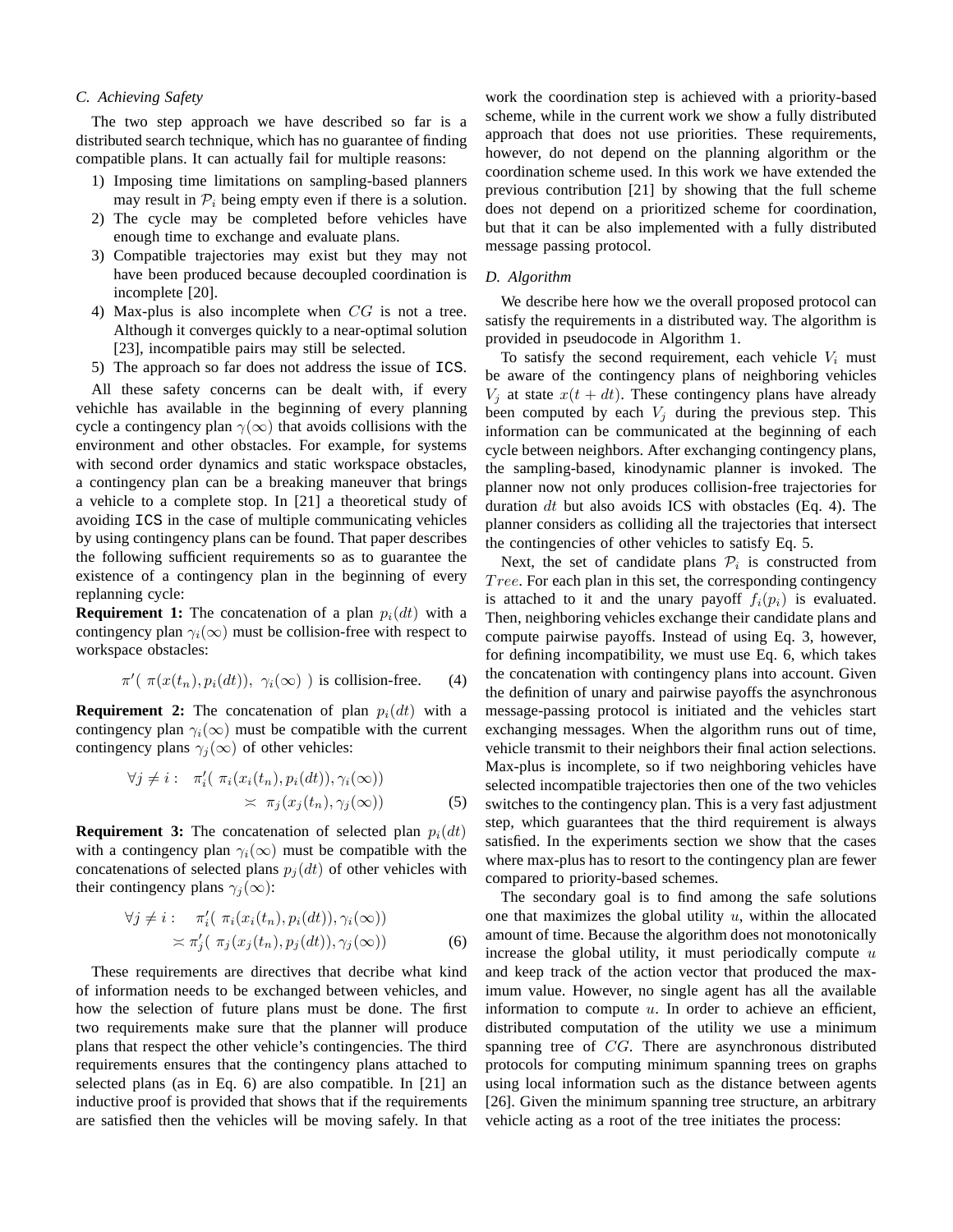### C. Achieving Safety

The two step approach we have described so far is a distributed search technique, which has no guarantee of finding compatible plans. It can actually fail for multiple reasons:

1) Imposing time limitations on sampling-based planners may result in $\mathcal{P}_i$ being empty even if there is a solution.
2) The cycle may be completed before vehicles have enough time to exchange and evaluate plans.
3) Compatible trajectories may exist but they may not have been produced because decoupled coordination is incomplete [20].
4) Max-plus is also incomplete when $CG$ is not a tree. Although it converges quickly to a near-optimal solution [23], incompatible pairs may still be selected.
5) The approach so far does not address the issue of ICS.

All these safety concerns can be dealt with, if every vehichle has available in the beginning of every planning cycle a contingency plan $\gamma(\infty)$ that avoids collisions with the environment and other obstacles. For example, for systems with second order dynamics and static workspace obstacles, a contingency plan can be a breaking maneuver that brings a vehicle to a complete stop. In [21] a theoretical study of avoiding ICS in the case of multiple communicating vehicles by using contingency plans can be found. That paper describes the following sufficient requirements so as to guarantee the existence of a contingency plan in the beginning of every replanning cycle:

**Requirement 1:** The concatenation of a plan $p_i(dt)$ with a contingency plan $\gamma_i(\infty)$ must be collision-free with respect to workspace obstacles:

$$\pi'(\ \pi(x(t_n), p_i(dt)),\ \gamma_i(\infty)\ ) \text{ is collision-free.} \tag{4}$$

**Requirement 2:** The concatenation of plan $p_i(dt)$ with a contingency plan $\gamma_i(\infty)$ must be compatible with the current contingency plans $\gamma_j(\infty)$ of other vehicles:

$$\forall j \neq i: \quad \pi'_i(\ \pi_i(x_i(t_n), p_i(dt)), \gamma_i(\infty)) \asymp \pi_j(x_j(t_n), \gamma_j(\infty)) \tag{5}$$

**Requirement 3:** The concatenation of selected plan $p_i(dt)$ with a contingency plan $\gamma_i(\infty)$ must be compatible with the concatenations of selected plans $p_j(dt)$ of other vehicles with their contingency plans $\gamma_j(\infty)$:

$$\forall j \neq i: \quad \pi'_i(\ \pi_i(x_i(t_n), p_i(dt)), \gamma_i(\infty)) \asymp \pi'_j(\ \pi_j(x_j(t_n), p_j(dt)), \gamma_j(\infty)) \tag{6}$$

These requirements are directives that decribe what kind of information needs to be exchanged between vehicles, and how the selection of future plans must be done. The first two requirements make sure that the planner will produce plans that respect the other vehicle's contingencies. The third requirements ensures that the contingency plans attached to selected plans (as in Eq. 6) are also compatible. In [21] an inductive proof is provided that shows that if the requirements are satisfied then the vehicles will be moving safely. In that work the coordination step is achieved with a priority-based scheme, while in the current work we show a fully distributed approach that does not use priorities. These requirements, however, do not depend on the planning algorithm or the coordination scheme used. In this work we have extended the previous contribution [21] by showing that the full scheme does not depend on a prioritized scheme for coordination, but that it can be also implemented with a fully distributed message passing protocol.

### D. Algorithm

We describe here how we the overall proposed protocol can satisfy the requirements in a distributed way. The algorithm is provided in pseudocode in Algorithm 1.

To satisfy the second requirement, each vehicle $V_i$ must be aware of the contingency plans of neighboring vehicles $V_j$ at state $x(t+dt)$. These contingency plans have already been computed by each $V_j$ during the previous step. This information can be communicated at the beginning of each cycle between neighbors. After exchanging contingency plans, the sampling-based, kinodynamic planner is invoked. The planner now not only produces collision-free trajectories for duration $dt$ but also avoids ICS with obstacles (Eq. 4). The planner considers as colliding all the trajectories that intersect the contingencies of other vehicles to satisfy Eq. 5.

Next, the set of candidate plans $\mathcal{P}_i$ is constructed from $Tree$. For each plan in this set, the corresponding contingency is attached to it and the unary payoff $f_i(p_i)$ is evaluated. Then, neighboring vehicles exchange their candidate plans and compute pairwise payoffs. Instead of using Eq. 3, however, for defining incompatibility, we must use Eq. 6, which takes the concatenation with contingency plans into account. Given the definition of unary and pairwise payoffs the asynchronous message-passing protocol is initiated and the vehicles start exchanging messages. When the algorithm runs out of time, vehicle transmit to their neighbors their final action selections. Max-plus is incomplete, so if two neighboring vehicles have selected incompatible trajectories then one of the two vehicles switches to the contingency plan. This is a very fast adjustment step, which guarantees that the third requirement is always satisfied. In the experiments section we show that the cases where max-plus has to resort to the contingency plan are fewer compared to priority-based schemes.

The secondary goal is to find among the safe solutions one that maximizes the global utility $u$, within the allocated amount of time. Because the algorithm does not monotonically increase the global utility, it must periodically compute $u$ and keep track of the action vector that produced the maximum value. However, no single agent has all the available information to compute $u$. In order to achieve an efficient, distributed computation of the utility we use a minimum spanning tree of $CG$. There are asynchronous distributed protocols for computing minimum spanning trees on graphs using local information such as the distance between agents [26]. Given the minimum spanning tree structure, an arbitrary vehicle acting as a root of the tree initiates the process: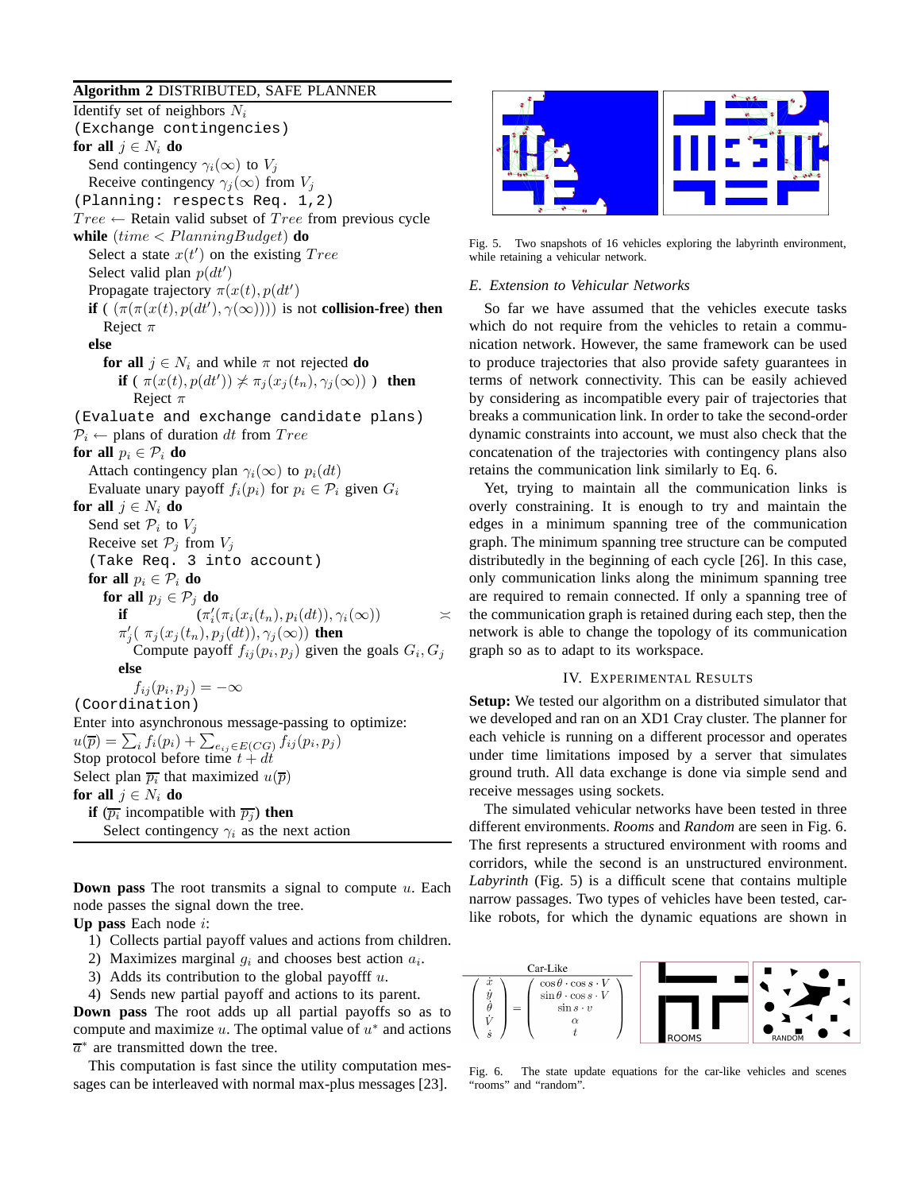**Algorithm 2** DISTRIBUTED, SAFE PLANNER

```
Identify set of neighbors N_i
(Exchange contingencies)
for all j ∈ N_i do
    Send contingency γ_i(∞) to V_j
    Receive contingency γ_j(∞) from V_j
(Planning: respects Req. 1,2)
Tree ← Retain valid subset of Tree from previous cycle
while (time < PlanningBudget) do
    Select a state x(t') on the existing Tree
    Select valid plan p(dt')
    Propagate trajectory π(x(t), p(dt'))
    if ( (π(π(x(t), p(dt'), γ(∞)))) is not collision-free) then
        Reject π
    else
        for all j ∈ N_i and while π not rejected do
            if ( π(x(t), p(dt')) ≭ π_j(x_j(t_n), γ_j(∞)) ) then
                Reject π
(Evaluate and exchange candidate plans)
P_i ← plans of duration dt from Tree
for all p_i ∈ P_i do
    Attach contingency plan γ_i(∞) to p_i(dt)
    Evaluate unary payoff f_i(p_i) for p_i ∈ P_i given G_i
for all j ∈ N_i do
    Send set P_i to V_j
    Receive set P_j from V_j
    (Take Req. 3 into account)
    for all p_i ∈ P_i do
        for all p_j ∈ P_j do
            if (π'_i(π_i(x_i(t_n), p_i(dt)), γ_i(∞)) ≍
               π'_j( π_j(x_j(t_n), p_j(dt)), γ_j(∞)) then
                Compute payoff f_ij(p_i, p_j) given the goals G_i, G_j
            else
                f_ij(p_i, p_j) = −∞
(Coordination)
Enter into asynchronous message-passing to optimize:
u(p̄) = Σ_i f_i(p_i) + Σ_{e_ij ∈ E(CG)} f_ij(p_i, p_j)
Stop protocol before time t + dt
Select plan p̄_i that maximized u(p̄)
for all j ∈ N_i do
    if (p̄_i incompatible with p̄_j) then
        Select contingency γ_i as the next action
```

**Down pass** The root transmits a signal to compute $u$. Each node passes the signal down the tree.

**Up pass** Each node $i$:

1) Collects partial payoff values and actions from children.
2) Maximizes marginal $g_i$ and chooses best action $a_i$.
3) Adds its contribution to the global payofff $u$.
4) Sends new partial payoff and actions to its parent.

**Down pass** The root adds up all partial payoffs so as to compute and maximize $u$. The optimal value of $u^*$ and actions $\overline{a}^*$ are transmitted down the tree.

This computation is fast since the utility computation messages can be interleaved with normal max-plus messages [23].

Fig. 5. Two snapshots of 16 vehicles exploring the labyrinth environment, while retaining a vehicular network.

### *E. Extension to Vehicular Networks*

So far we have assumed that the vehicles execute tasks which do not require from the vehicles to retain a communication network. However, the same framework can be used to produce trajectories that also provide safety guarantees in terms of network connectivity. This can be easily achieved by considering as incompatible every pair of trajectories that breaks a communication link. In order to take the second-order dynamic constraints into account, we must also check that the concatenation of the trajectories with contingency plans also retains the communication link similarly to Eq. 6.

Yet, trying to maintain all the communication links is overly constraining. It is enough to try and maintain the edges in a minimum spanning tree of the communication graph. The minimum spanning tree structure can be computed distributedly in the beginning of each cycle [26]. In this case, only communication links along the minimum spanning tree are required to remain connected. If only a spanning tree of the communication graph is retained during each step, then the network is able to change the topology of its communication graph so as to adapt to its workspace.

## IV. Experimental Results

**Setup:** We tested our algorithm on a distributed simulator that we developed and ran on an XD1 Cray cluster. The planner for each vehicle is running on a different processor and operates under time limitations imposed by a server that simulates ground truth. All data exchange is done via simple send and receive messages using sockets.

The simulated vehicular networks have been tested in three different environments. *Rooms* and *Random* are seen in Fig. 6. The first represents a structured environment with rooms and corridors, while the second is an unstructured environment. *Labyrinth* (Fig. 5) is a difficult scene that contains multiple narrow passages. Two types of vehicles have been tested, car-like robots, for which the dynamic equations are shown in

Car-Like

$$\begin{pmatrix} \dot{x} \\ \dot{y} \\ \dot{\theta} \\ \dot{V} \\ \dot{s} \end{pmatrix} = \begin{pmatrix} \cos\theta \cdot \cos s \cdot V \\ \sin\theta \cdot \cos s \cdot V \\ \sin s \cdot v \\ \alpha \\ t \end{pmatrix}$$

Fig. 6. The state update equations for the car-like vehicles and scenes "rooms" and "random".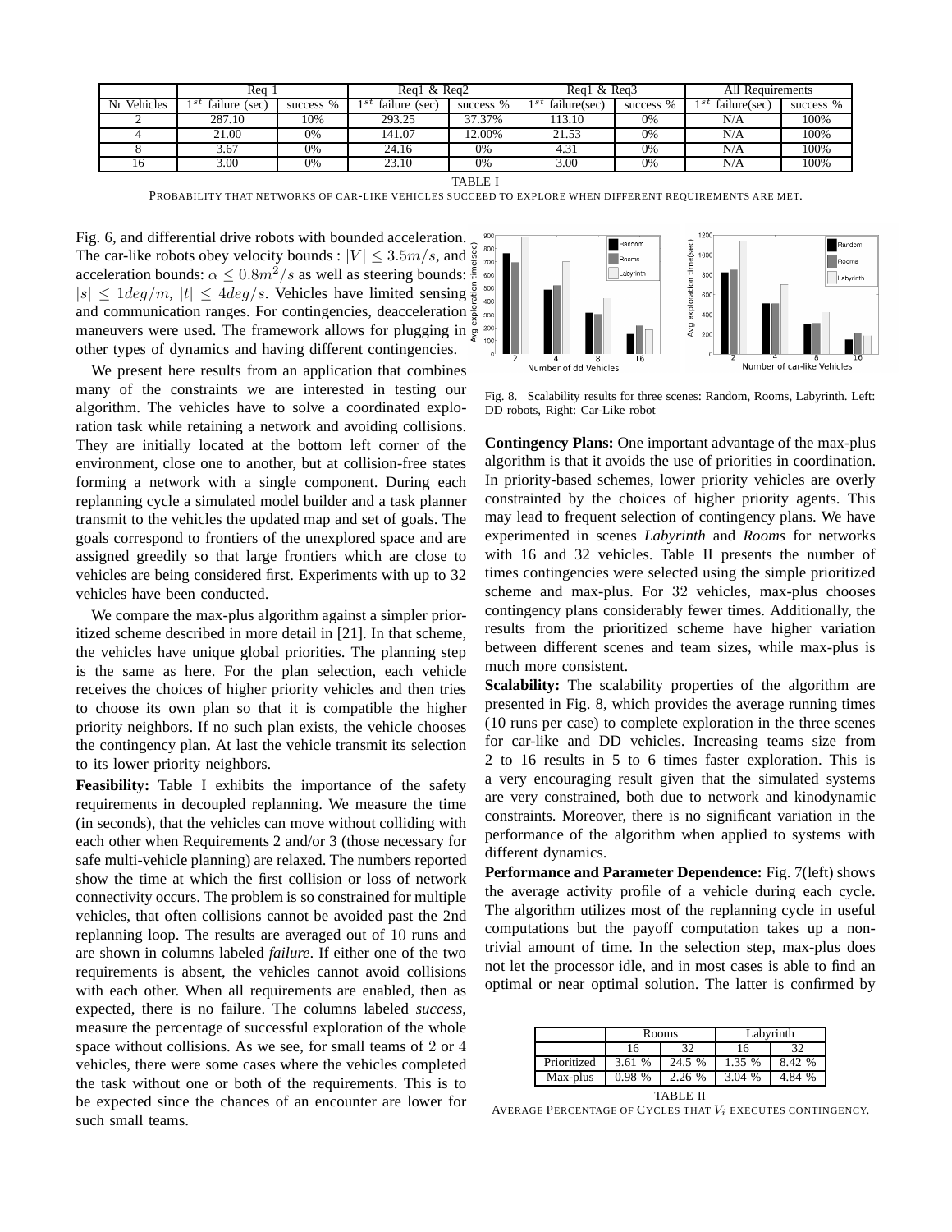| | Req 1 | | Req1 & Req2 | | Req1 & Req3 | | All Requirements | |
|---|---|---|---|---|---|---|---|---|
| Nr Vehicles | $1^{st}$ failure (sec) | success % | $1^{st}$ failure (sec) | success % | $1^{st}$ failure(sec) | success % | $1^{st}$ failure(sec) | success % |
| 2 | 287.10 | 10% | 293.25 | 37.37% | 113.10 | 0% | N/A | 100% |
| 4 | 21.00 | 0% | 141.07 | 12.00% | 21.53 | 0% | N/A | 100% |
| 8 | 3.67 | 0% | 24.16 | 0% | 4.31 | 0% | N/A | 100% |
| 16 | 3.00 | 0% | 23.10 | 0% | 3.00 | 0% | N/A | 100% |

TABLE I

PROBABILITY THAT NETWORKS OF CAR-LIKE VEHICLES SUCCEED TO EXPLORE WHEN DIFFERENT REQUIREMENTS ARE MET.

Fig. 6, and differential drive robots with bounded acceleration. The car-like robots obey velocity bounds : $|V| \leq 3.5m/s$, and acceleration bounds: $\alpha \leq 0.8m^2/s$ as well as steering bounds: $|s| \leq 1deg/m$, $|t| \leq 4deg/s$. Vehicles have limited sensing and communication ranges. For contingencies, deacceleration maneuvers were used. The framework allows for plugging in other types of dynamics and having different contingencies.

We present here results from an application that combines many of the constraints we are interested in testing our algorithm. The vehicles have to solve a coordinated exploration task while retaining a network and avoiding collisions. They are initially located at the bottom left corner of the environment, close one to another, but at collision-free states forming a network with a single component. During each replanning cycle a simulated model builder and a task planner transmit to the vehicles the updated map and set of goals. The goals correspond to frontiers of the unexplored space and are assigned greedily so that large frontiers which are close to vehicles are being considered first. Experiments with up to 32 vehicles have been conducted.

We compare the max-plus algorithm against a simpler prioritized scheme described in more detail in [21]. In that scheme, the vehicles have unique global priorities. The planning step is the same as here. For the plan selection, each vehicle receives the choices of higher priority vehicles and then tries to choose its own plan so that it is compatible the higher priority neighbors. If no such plan exists, the vehicle chooses the contingency plan. At last the vehicle transmit its selection to its lower priority neighbors.

**Feasibility:** Table I exhibits the importance of the safety requirements in decoupled replanning. We measure the time (in seconds), that the vehicles can move without colliding with each other when Requirements 2 and/or 3 (those necessary for safe multi-vehicle planning) are relaxed. The numbers reported show the time at which the first collision or loss of network connectivity occurs. The problem is so constrained for multiple vehicles, that often collisions cannot be avoided past the 2nd replanning loop. The results are averaged out of 10 runs and are shown in columns labeled *failure*. If either one of the two requirements is absent, the vehicles cannot avoid collisions with each other. When all requirements are enabled, then as expected, there is no failure. The columns labeled *success*, measure the percentage of successful exploration of the whole space without collisions. As we see, for small teams of 2 or 4 vehicles, there were some cases where the vehicles completed the task without one or both of the requirements. This is to be expected since the chances of an encounter are lower for such small teams.

Fig. 8. Scalability results for three scenes: Random, Rooms, Labyrinth. Left: DD robots, Right: Car-Like robot

**Contingency Plans:** One important advantage of the max-plus algorithm is that it avoids the use of priorities in coordination. In priority-based schemes, lower priority vehicles are overly constrainted by the choices of higher priority agents. This may lead to frequent selection of contingency plans. We have experimented in scenes *Labyrinth* and *Rooms* for networks with 16 and 32 vehicles. Table II presents the number of times contingencies were selected using the simple prioritized scheme and max-plus. For 32 vehicles, max-plus chooses contingency plans considerably fewer times. Additionally, the results from the prioritized scheme have higher variation between different scenes and team sizes, while max-plus is much more consistent.

**Scalability:** The scalability properties of the algorithm are presented in Fig. 8, which provides the average running times (10 runs per case) to complete exploration in the three scenes for car-like and DD vehicles. Increasing teams size from 2 to 16 results in 5 to 6 times faster exploration. This is a very encouraging result given that the simulated systems are very constrained, both due to network and kinodynamic constraints. Moreover, there is no significant variation in the performance of the algorithm when applied to systems with different dynamics.

**Performance and Parameter Dependence:** Fig. 7(left) shows the average activity profile of a vehicle during each cycle. The algorithm utilizes most of the replanning cycle in useful computations but the payoff computation takes up a non-trivial amount of time. In the selection step, max-plus does not let the processor idle, and in most cases is able to find an optimal or near optimal solution. The latter is confirmed by

| | Rooms | | Labyrinth | |
|---|---|---|---|---|
| | 16 | 32 | 16 | 32 |
| Prioritized | 3.61 % | 24.5 % | 1.35 % | 8.42 % |
| Max-plus | 0.98 % | 2.26 % | 3.04 % | 4.84 % |

TABLE II

AVERAGE PERCENTAGE OF CYCLES THAT $V_i$ EXECUTES CONTINGENCY.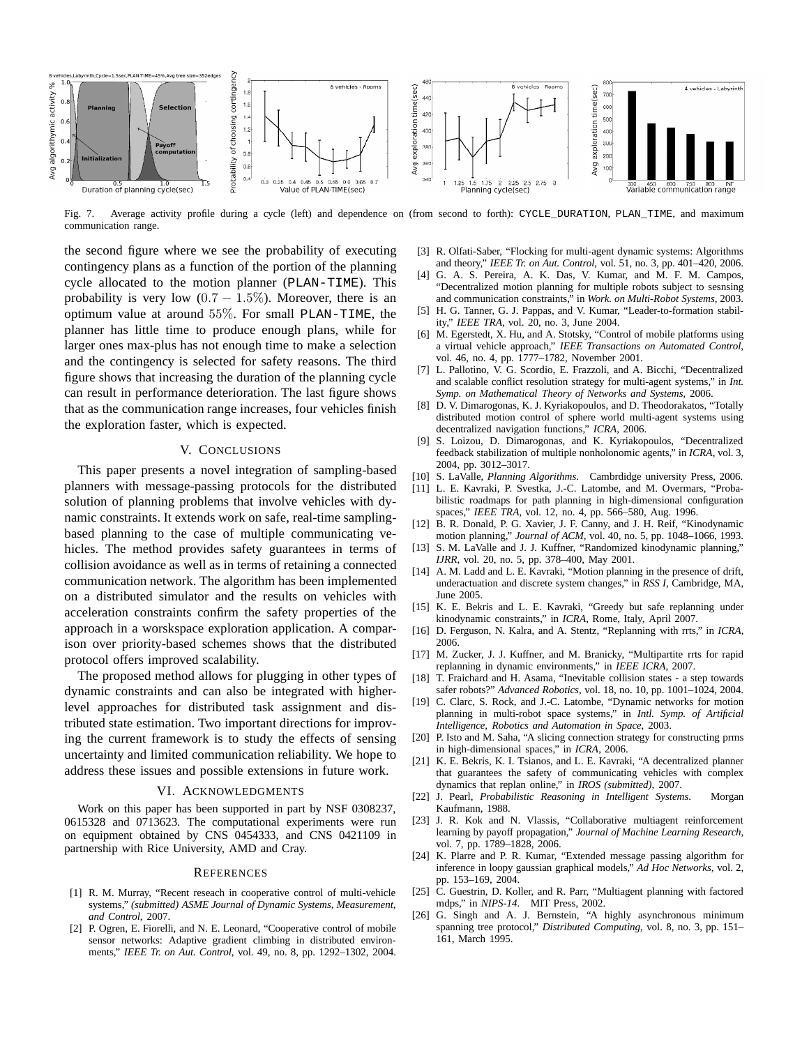8 vehicles,Labyrinth,Cycle=1.5sec,PLAN-TIME=45%,Avg tree size=352edges

Avg algorithmic activity %

Planning

Selection

Initialization

Payoff computation

Duration of planning cycle(sec)

8 vehicles - Rooms

Probability of choosing contingency

Value of PLAN-TIME(sec)

8 vehicles - Rooms

Avg exploration time(sec)

Planning cycle(sec)

4 vehicles - Labyrinth

Avg exploration time(sec)

Variable communication range

300 450 600 750 900 INF

Fig. 7. Average activity profile during a cycle (left) and dependence on (from second to forth): CYCLE_DURATION, PLAN_TIME, and maximum communication range.

the second figure where we see the probability of executing contingency plans as a function of the portion of the planning cycle allocated to the motion planner (PLAN-TIME). This probability is very low ($0.7 - 1.5\%$). Moreover, there is an optimum value at around $55\%$. For small PLAN-TIME, the planner has little time to produce enough plans, while for larger ones max-plus has not enough time to make a selection and the contingency is selected for safety reasons. The third figure shows that increasing the duration of the planning cycle can result in performance deterioration. The last figure shows that as the communication range increases, four vehicles finish the exploration faster, which is expected.

## V. Conclusions

This paper presents a novel integration of sampling-based planners with message-passing protocols for the distributed solution of planning problems that involve vehicles with dynamic constraints. It extends work on safe, real-time sampling-based planning to the case of multiple communicating vehicles. The method provides safety guarantees in terms of collision avoidance as well as in terms of retaining a connected communication network. The algorithm has been implemented on a distributed simulator and the results on vehicles with acceleration constraints confirm the safety properties of the approach in a worskspace exploration application. A comparison over priority-based schemes shows that the distributed protocol offers improved scalability.

The proposed method allows for plugging in other types of dynamic constraints and can also be integrated with higher-level approaches for distributed task assignment and distributed state estimation. Two important directions for improving the current framework is to study the effects of sensing uncertainty and limited communication reliability. We hope to address these issues and possible extensions in future work.

## VI. Acknowledgments

Work on this paper has been supported in part by NSF 0308237, 0615328 and 0713623. The computational experiments were run on equipment obtained by CNS 0454333, and CNS 0421109 in partnership with Rice University, AMD and Cray.

## References

[1] R. M. Murray, "Recent reseach in cooperative control of multi-vehicle systems," *(submitted) ASME Journal of Dynamic Systems, Measurement, and Control*, 2007.

[2] P. Ogren, E. Fiorelli, and N. E. Leonard, "Cooperative control of mobile sensor networks: Adaptive gradient climbing in distributed environments," *IEEE Tr. on Aut. Control*, vol. 49, no. 8, pp. 1292–1302, 2004.

[3] R. Olfati-Saber, "Flocking for multi-agent dynamic systems: Algorithms and theory," *IEEE Tr. on Aut. Control*, vol. 51, no. 3, pp. 401–420, 2006.

[4] G. A. S. Pereira, A. K. Das, V. Kumar, and M. F. M. Campos, "Decentralized motion planning for multiple robots subject to sesnsing and communication constraints," in *Work. on Multi-Robot Systems*, 2003.

[5] H. G. Tanner, G. J. Pappas, and V. Kumar, "Leader-to-formation stability," *IEEE TRA*, vol. 20, no. 3, June 2004.

[6] M. Egerstedt, X. Hu, and A. Stotsky, "Control of mobile platforms using a virtual vehicle approach," *IEEE Transactions on Automated Control*, vol. 46, no. 4, pp. 1777–1782, November 2001.

[7] L. Pallotino, V. G. Scordio, E. Frazzoli, and A. Bicchi, "Decentralized and scalable conflict resolution strategy for multi-agent systems," in *Int. Symp. on Mathematical Theory of Networks and Systems*, 2006.

[8] D. V. Dimarogonas, K. J. Kyriakopoulos, and D. Theodorakatos, "Totally distributed motion control of sphere world multi-agent systems using decentralized navigation functions," *ICRA*, 2006.

[9] S. Loizou, D. Dimarogonas, and K. Kyriakopoulos, "Decentralized feedback stabilization of multiple nonholonomic agents," in *ICRA*, vol. 3, 2004, pp. 3012–3017.

[10] S. LaValle, *Planning Algorithms*. Cambrdidge university Press, 2006.

[11] L. E. Kavraki, P. Svestka, J.-C. Latombe, and M. Overmars, "Probabilistic roadmaps for path planning in high-dimensional configuration spaces," *IEEE TRA*, vol. 12, no. 4, pp. 566–580, Aug. 1996.

[12] B. R. Donald, P. G. Xavier, J. F. Canny, and J. H. Reif, "Kinodynamic motion planning," *Journal of ACM*, vol. 40, no. 5, pp. 1048–1066, 1993.

[13] S. M. LaValle and J. J. Kuffner, "Randomized kinodynamic planning," *IJRR*, vol. 20, no. 5, pp. 378–400, May 2001.

[14] A. M. Ladd and L. E. Kavraki, "Motion planning in the presence of drift, underactuation and discrete system changes," in *RSS I*, Cambridge, MA, June 2005.

[15] K. E. Bekris and L. E. Kavraki, "Greedy but safe replanning under kinodynamic constraints," in *ICRA*, Rome, Italy, April 2007.

[16] D. Ferguson, N. Kalra, and A. Stentz, "Replanning with rrts," in *ICRA*, 2006.

[17] M. Zucker, J. J. Kuffner, and M. Branicky, "Multipartite rrts for rapid replanning in dynamic environments," in *IEEE ICRA*, 2007.

[18] T. Fraichard and H. Asama, "Inevitable collision states - a step towards safer robots?" *Advanced Robotics*, vol. 18, no. 10, pp. 1001–1024, 2004.

[19] C. Clarc, S. Rock, and J.-C. Latombe, "Dynamic networks for motion planning in multi-robot space systems," in *Intl. Symp. of Artificial Intelligence, Robotics and Automation in Space*, 2003.

[20] P. Isto and M. Saha, "A slicing connection strategy for constructing prms in high-dimensional spaces," in *ICRA*, 2006.

[21] K. E. Bekris, K. I. Tsianos, and L. E. Kavraki, "A decentralized planner that guarantees the safety of communicating vehicles with complex dynamics that replan online," in *IROS (submitted)*, 2007.

[22] J. Pearl, *Probabilistic Reasoning in Intelligent Systems*. Morgan Kaufmann, 1988.

[23] J. R. Kok and N. Vlassis, "Collaborative multiagent reinforcement learning by payoff propagation," *Journal of Machine Learning Research*, vol. 7, pp. 1789–1828, 2006.

[24] K. Plarre and P. R. Kumar, "Extended message passing algorithm for inference in loopy gaussian graphical models," *Ad Hoc Networks*, vol. 2, pp. 153–169, 2004.

[25] C. Guestrin, D. Koller, and R. Parr, "Multiagent planning with factored mdps," in *NIPS-14*. MIT Press, 2002.

[26] G. Singh and A. J. Bernstein, "A highly asynchronous minimum spanning tree protocol," *Distributed Computing*, vol. 8, no. 3, pp. 151–161, March 1995.